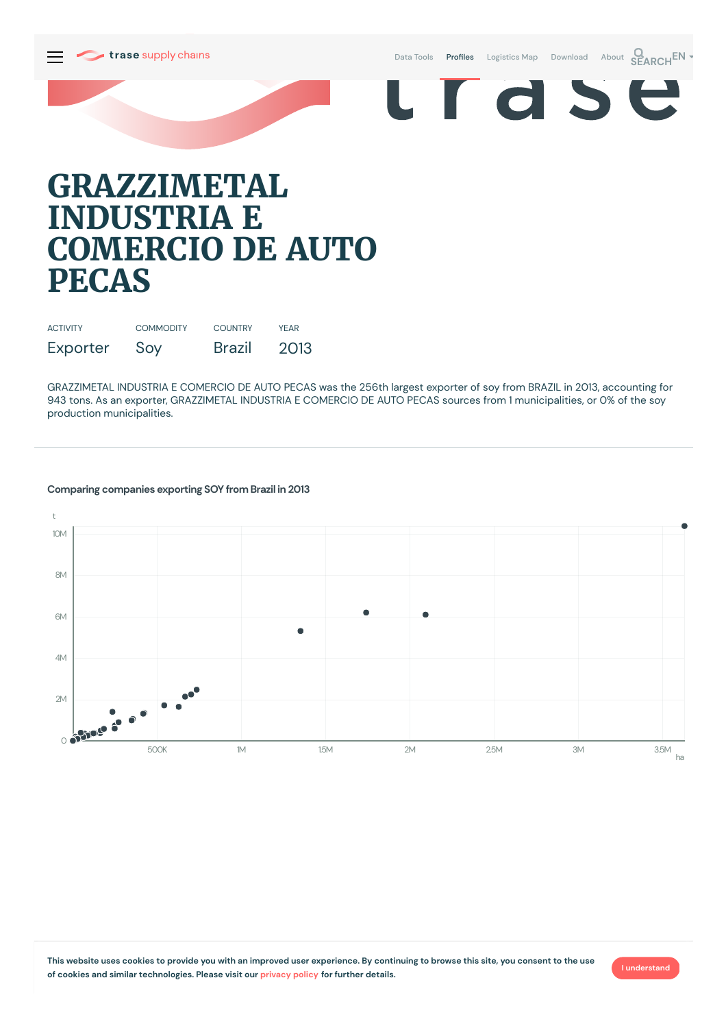# GRAZZIMETAL INDUSTRIA E COMERCIO DE AUTO PECAS

| ACTIVITY | COMMODITY | COUNTRY | YEAR |
| --- | --- | --- | --- |
| Exporter | Soy | Brazil | 2013 |

GRAZZIMETAL INDUSTRIA E COMERCIO DE AUTO PECAS was the 256th largest exporter of soy from BRAZIL in 2013, accounting for 943 tons. As an exporter, GRAZZIMETAL INDUSTRIA E COMERCIO DE AUTO PECAS sources from 1 municipalities, or 0% of the soy production municipalities.

## Comparing companies exporting SOY from Brazil in 2013

This website uses cookies to provide you with an improved user experience. By continuing to browse this site, you consent to the use of cookies and similar technologies. Please visit our privacy policy for further details.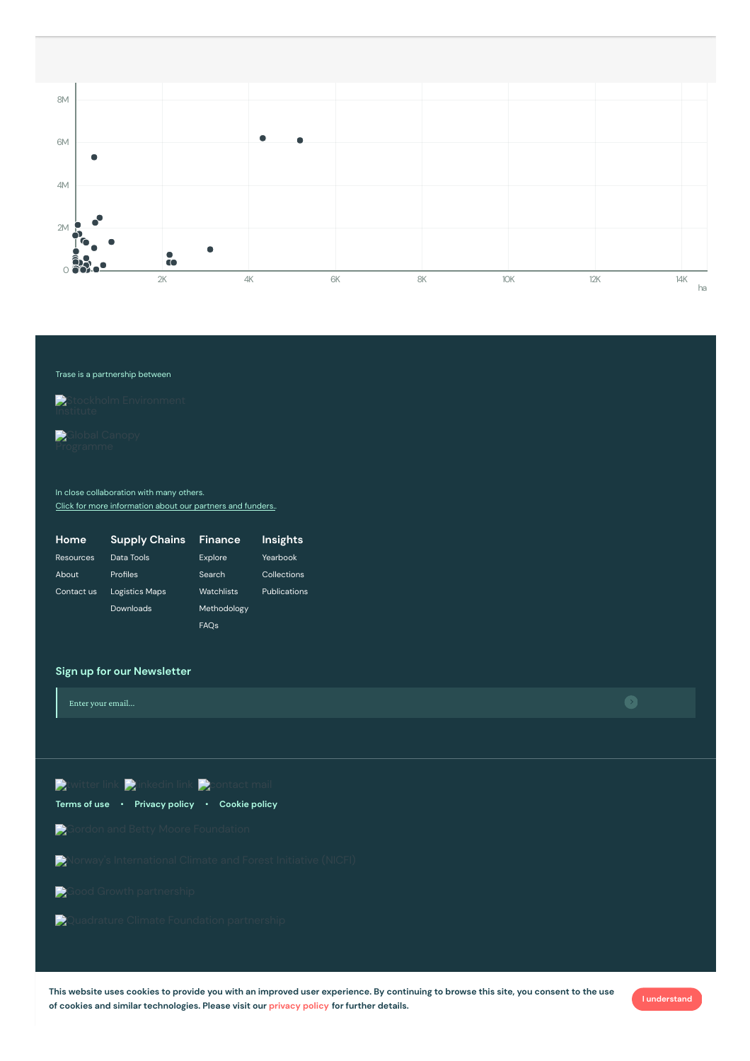8M
6M
4M
2M
0
2K
4K
6K
8K
10K
12K
14K
ha

Trase is a partnership between

Stockholm Environment Institute

Global Canopy Programme

In close collaboration with many others.
Click for more information about our partners and funders.

**Home**
- Resources
- About
- Contact us

**Supply Chains**
- Data Tools
- Profiles
- Logistics Maps
- Downloads

**Finance**
- Explore
- Search
- Watchlists
- Methodology
- FAQs

**Insights**
- Yearbook
- Collections
- Publications

## Sign up for our Newsletter

Enter your email...

twitter link linkedin link contact mail

Terms of use • Privacy policy • Cookie policy

Gordon and Betty Moore Foundation

Norway's International Climate and Forest Initiative (NICFI)

Good Growth partnership

Quadrature Climate Foundation partnership

This website uses cookies to provide you with an improved user experience. By continuing to browse this site, you consent to the use of cookies and similar technologies. Please visit our privacy policy for further details.

I understand